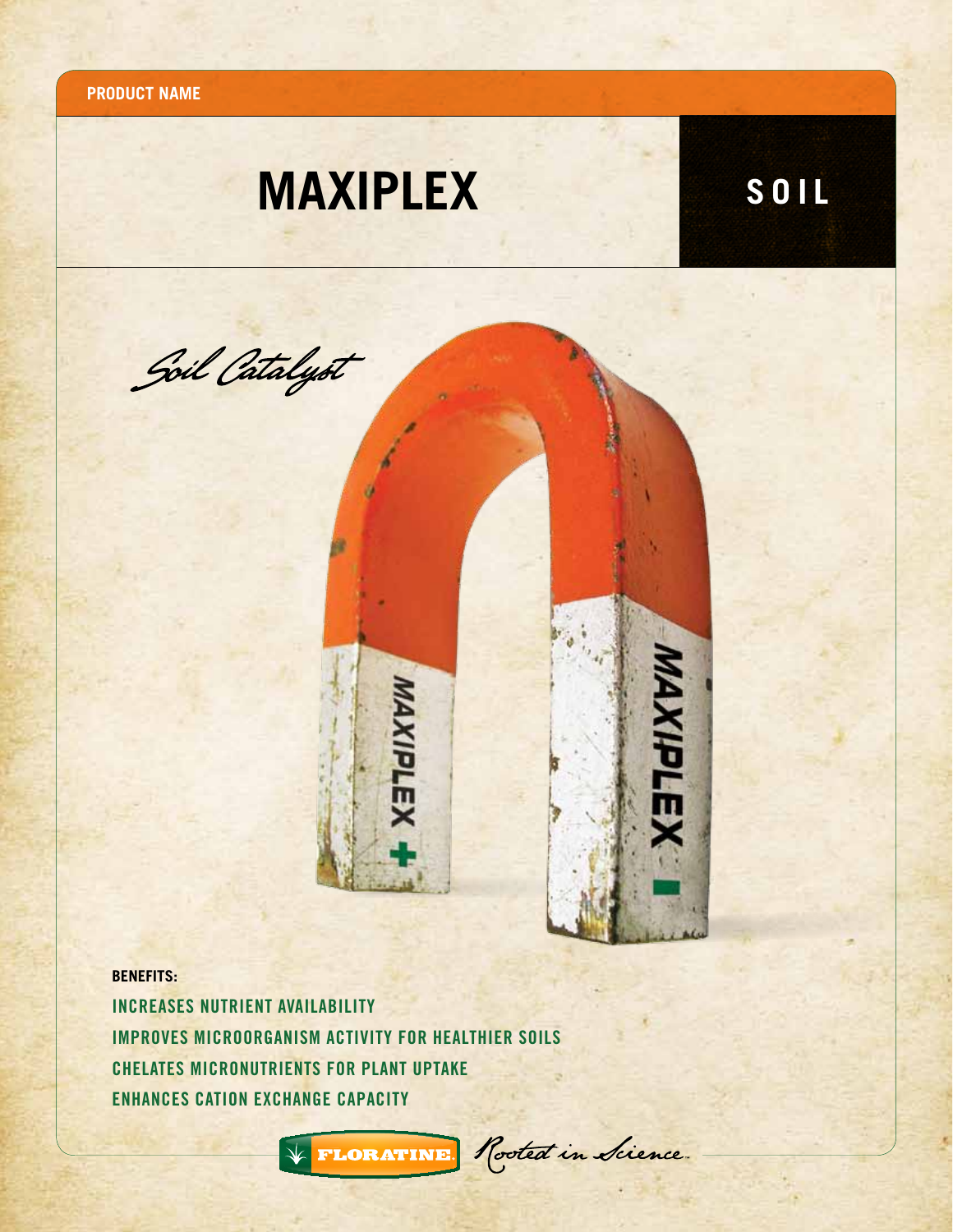**PRODUCT NAME**

# MAXIPLEX

**SOIL**

*Soil Catalyst*

**BENEFITS:**

- INCREASES NUTRIENT AVAILABILITY
- IMPROVES MICROORGANISM ACTIVITY FOR HEALTHIER SOILS
- CHELATES MICRONUTRIENTS FOR PLANT UPTAKE
- ENHANCES CATION EXCHANGE CAPACITY

FLORATINE *Rooted in Science*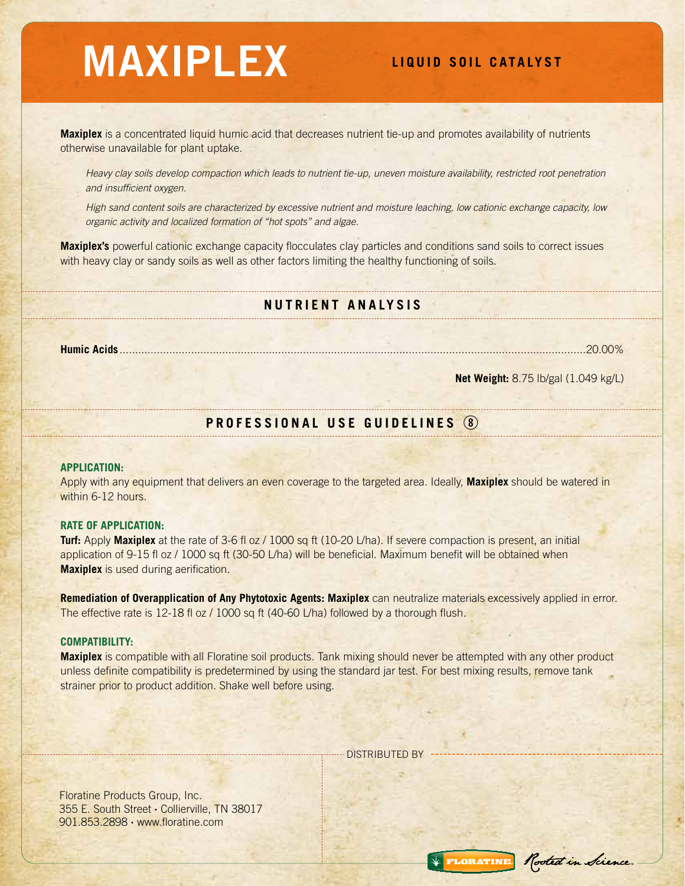# MAXIPLEX

**LIQUID SOIL CATALYST**

**Maxiplex** is a concentrated liquid humic acid that decreases nutrient tie-up and promotes availability of nutrients otherwise unavailable for plant uptake.

*Heavy clay soils develop compaction which leads to nutrient tie-up, uneven moisture availability, restricted root penetration and insufficient oxygen.*

*High sand content soils are characterized by excessive nutrient and moisture leaching, low cationic exchange capacity, low organic activity and localized formation of "hot spots" and algae.*

**Maxiplex's** powerful cationic exchange capacity flocculates clay particles and conditions sand soils to correct issues with heavy clay or sandy soils as well as other factors limiting the healthy functioning of soils.

## NUTRIENT ANALYSIS

**Humic Acids**..........20.00%

**Net Weight:** 8.75 lb/gal (1.049 kg/L)

## PROFESSIONAL USE GUIDELINES ⑧

### APPLICATION:

Apply with any equipment that delivers an even coverage to the targeted area. Ideally, **Maxiplex** should be watered in within 6-12 hours.

### RATE OF APPLICATION:

**Turf:** Apply **Maxiplex** at the rate of 3-6 fl oz / 1000 sq ft (10-20 L/ha). If severe compaction is present, an initial application of 9-15 fl oz / 1000 sq ft (30-50 L/ha) will be beneficial. Maximum benefit will be obtained when **Maxiplex** is used during aerification.

**Remediation of Overapplication of Any Phytotoxic Agents: Maxiplex** can neutralize materials excessively applied in error. The effective rate is 12-18 fl oz / 1000 sq ft (40-60 L/ha) followed by a thorough flush.

### COMPATIBILITY:

**Maxiplex** is compatible with all Floratine soil products. Tank mixing should never be attempted with any other product unless definite compatibility is predetermined by using the standard jar test. For best mixing results, remove tank strainer prior to product addition. Shake well before using.

DISTRIBUTED BY

Floratine Products Group, Inc.
355 E. South Street • Collierville, TN 38017
901.853.2898 • www.floratine.com

FLORATINE. Rooted in Science.